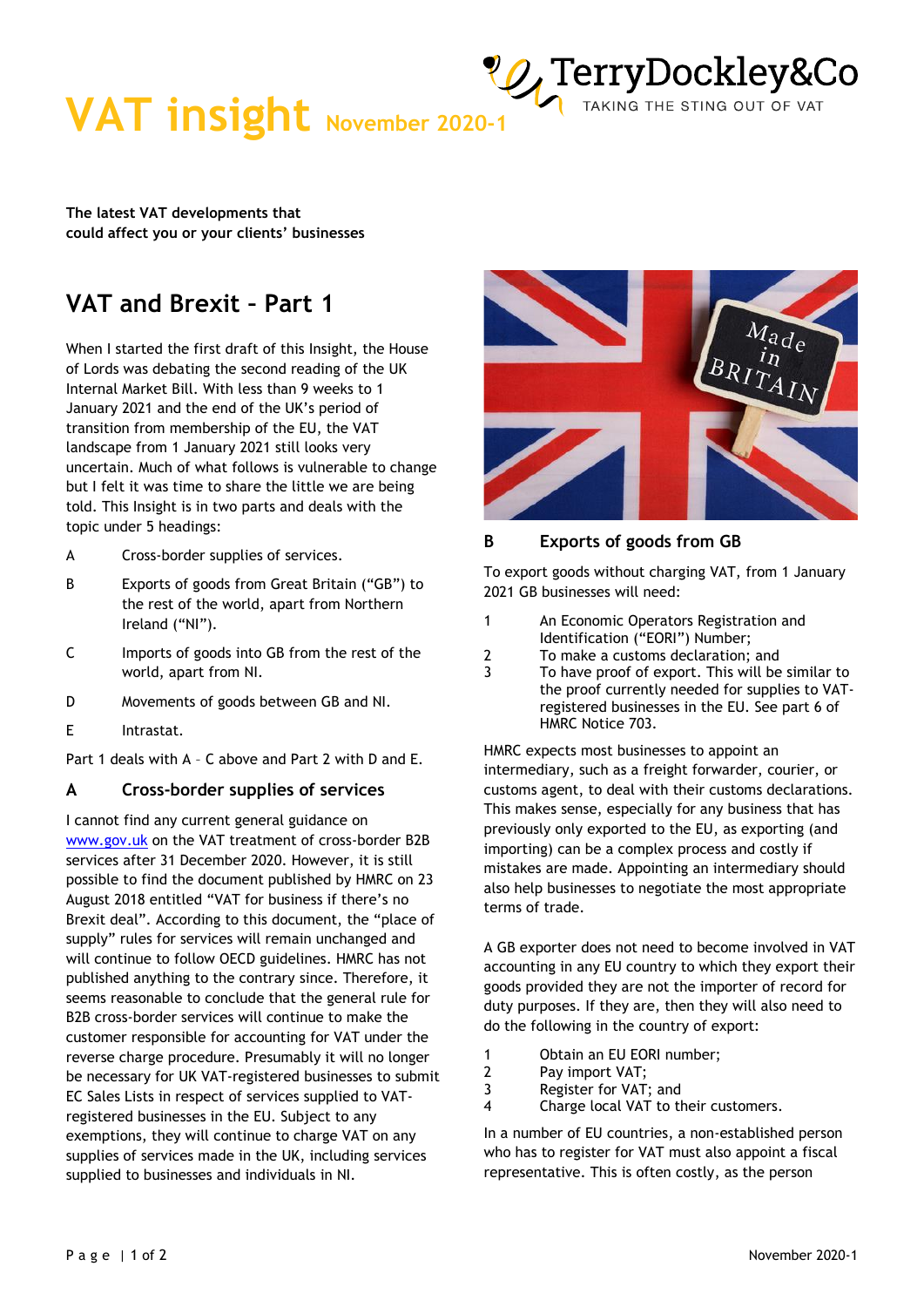# VAT insight November 2020-1

TerryDockley&Co
TAKING THE STING OUT OF VAT

**The latest VAT developments that could affect you or your clients' businesses**

## VAT and Brexit – Part 1

When I started the first draft of this Insight, the House of Lords was debating the second reading of the UK Internal Market Bill. With less than 9 weeks to 1 January 2021 and the end of the UK's period of transition from membership of the EU, the VAT landscape from 1 January 2021 still looks very uncertain. Much of what follows is vulnerable to change but I felt it was time to share the little we are being told. This Insight is in two parts and deals with the topic under 5 headings:

- A Cross-border supplies of services.
- B Exports of goods from Great Britain ("GB") to the rest of the world, apart from Northern Ireland ("NI").
- C Imports of goods into GB from the rest of the world, apart from NI.
- D Movements of goods between GB and NI.
- E Intrastat.

Part 1 deals with A – C above and Part 2 with D and E.

### A Cross-border supplies of services

I cannot find any current general guidance on www.gov.uk on the VAT treatment of cross-border B2B services after 31 December 2020. However, it is still possible to find the document published by HMRC on 23 August 2018 entitled "VAT for business if there's no Brexit deal". According to this document, the "place of supply" rules for services will remain unchanged and will continue to follow OECD guidelines. HMRC has not published anything to the contrary since. Therefore, it seems reasonable to conclude that the general rule for B2B cross-border services will continue to make the customer responsible for accounting for VAT under the reverse charge procedure. Presumably it will no longer be necessary for UK VAT-registered businesses to submit EC Sales Lists in respect of services supplied to VAT-registered businesses in the EU. Subject to any exemptions, they will continue to charge VAT on any supplies of services made in the UK, including services supplied to businesses and individuals in NI.

### B Exports of goods from GB

To export goods without charging VAT, from 1 January 2021 GB businesses will need:

1. An Economic Operators Registration and Identification ("EORI") Number;
2. To make a customs declaration; and
3. To have proof of export. This will be similar to the proof currently needed for supplies to VAT-registered businesses in the EU. See part 6 of HMRC Notice 703.

HMRC expects most businesses to appoint an intermediary, such as a freight forwarder, courier, or customs agent, to deal with their customs declarations. This makes sense, especially for any business that has previously only exported to the EU, as exporting (and importing) can be a complex process and costly if mistakes are made. Appointing an intermediary should also help businesses to negotiate the most appropriate terms of trade.

A GB exporter does not need to become involved in VAT accounting in any EU country to which they export their goods provided they are not the importer of record for duty purposes. If they are, then they will also need to do the following in the country of export:

1. Obtain an EU EORI number;
2. Pay import VAT;
3. Register for VAT; and
4. Charge local VAT to their customers.

In a number of EU countries, a non-established person who has to register for VAT must also appoint a fiscal representative. This is often costly, as the person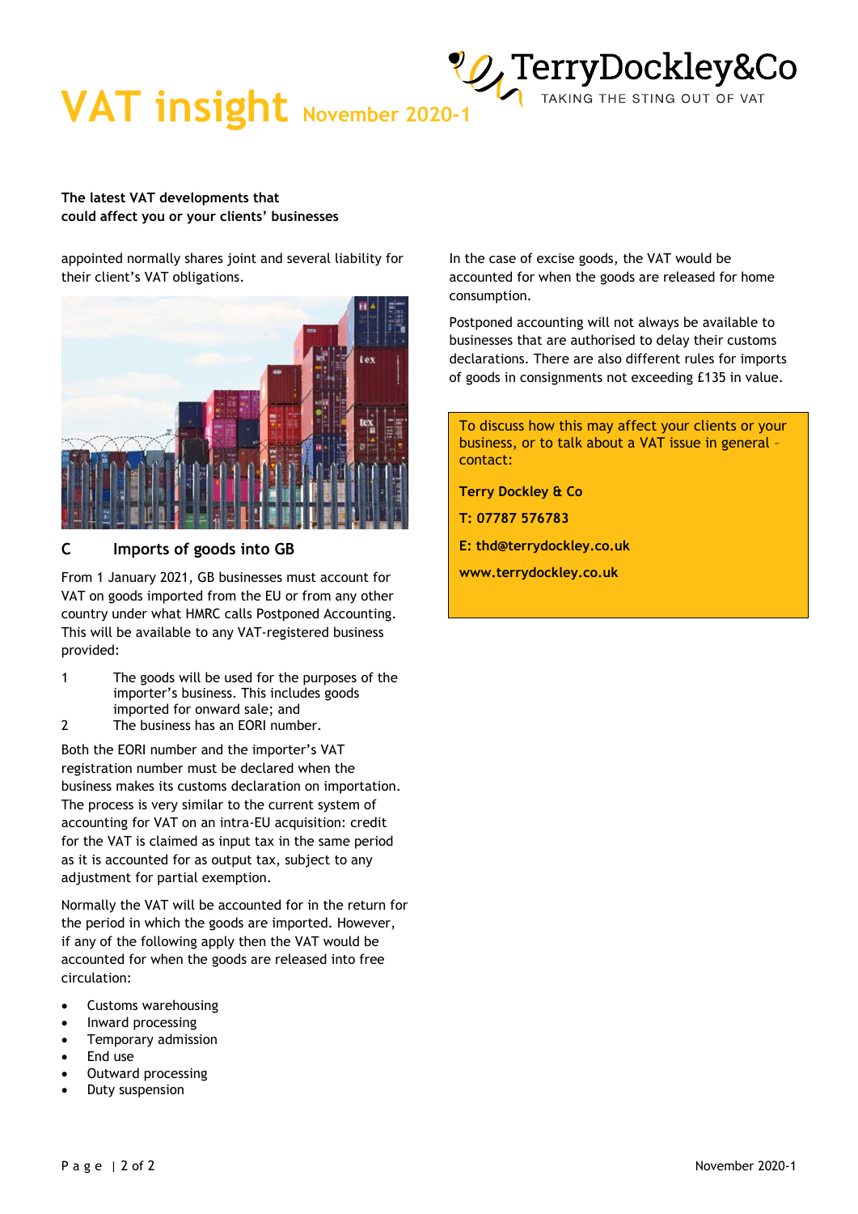# VAT insight November 2020-1

TerryDockley&Co
TAKING THE STING OUT OF VAT

**The latest VAT developments that could affect you or your clients' businesses**

appointed normally shares joint and several liability for their client's VAT obligations.

## C Imports of goods into GB

From 1 January 2021, GB businesses must account for VAT on goods imported from the EU or from any other country under what HMRC calls Postponed Accounting. This will be available to any VAT-registered business provided:

1. The goods will be used for the purposes of the importer's business. This includes goods imported for onward sale; and
2. The business has an EORI number.

Both the EORI number and the importer's VAT registration number must be declared when the business makes its customs declaration on importation. The process is very similar to the current system of accounting for VAT on an intra-EU acquisition: credit for the VAT is claimed as input tax in the same period as it is accounted for as output tax, subject to any adjustment for partial exemption.

Normally the VAT will be accounted for in the return for the period in which the goods are imported. However, if any of the following apply then the VAT would be accounted for when the goods are released into free circulation:

- Customs warehousing
- Inward processing
- Temporary admission
- End use
- Outward processing
- Duty suspension

In the case of excise goods, the VAT would be accounted for when the goods are released for home consumption.

Postponed accounting will not always be available to businesses that are authorised to delay their customs declarations. There are also different rules for imports of goods in consignments not exceeding £135 in value.

To discuss how this may affect your clients or your business, or to talk about a VAT issue in general – contact:

**Terry Dockley & Co**

**T: 07787 576783**

**E: thd@terrydockley.co.uk**

**www.terrydockley.co.uk**